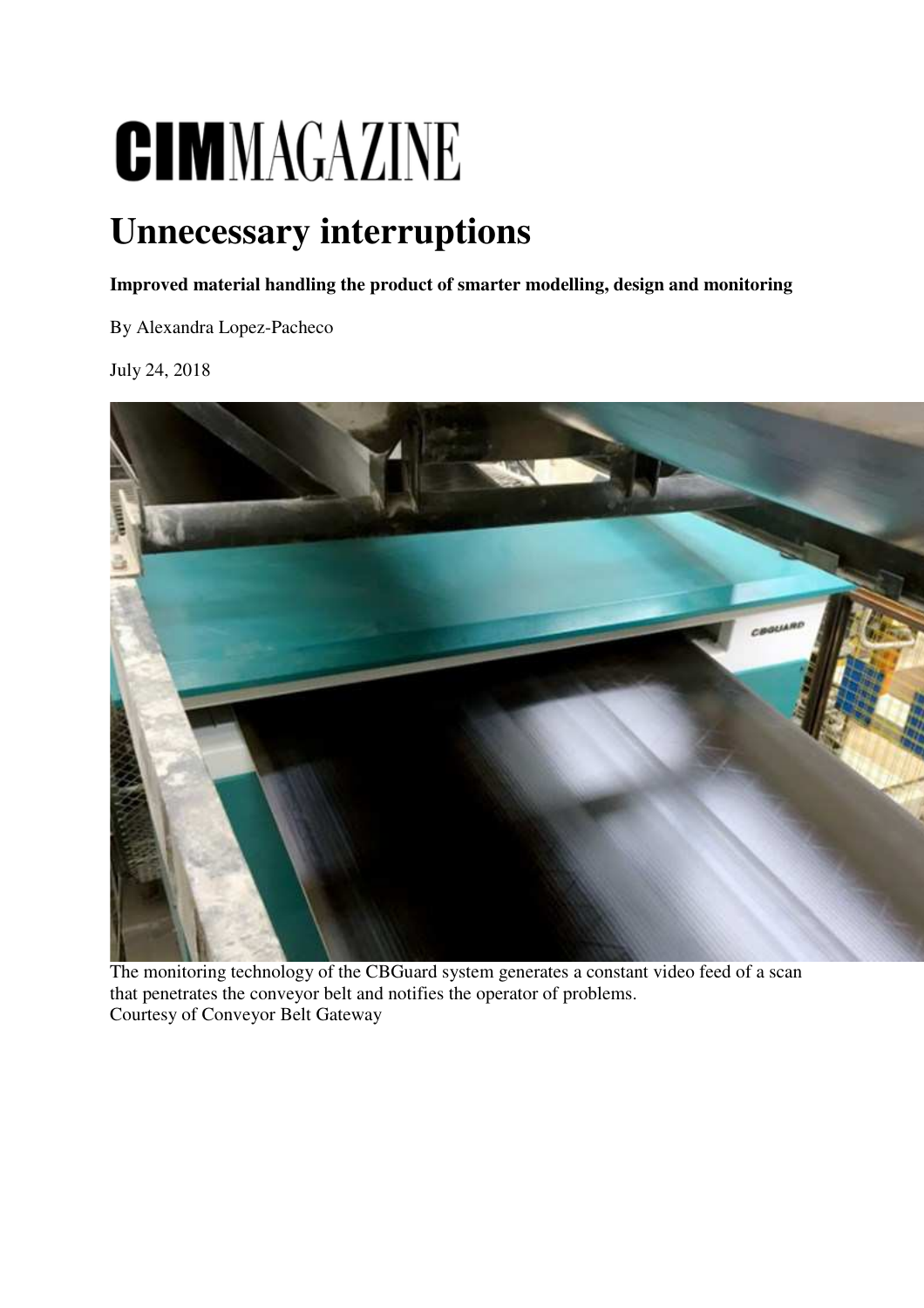# CIM MAGAZINE

# Unnecessary interruptions

**Improved material handling the product of smarter modelling, design and monitoring**

By Alexandra Lopez-Pacheco

July 24, 2018

The monitoring technology of the CBGuard system generates a constant video feed of a scan that penetrates the conveyor belt and notifies the operator of problems.
Courtesy of Conveyor Belt Gateway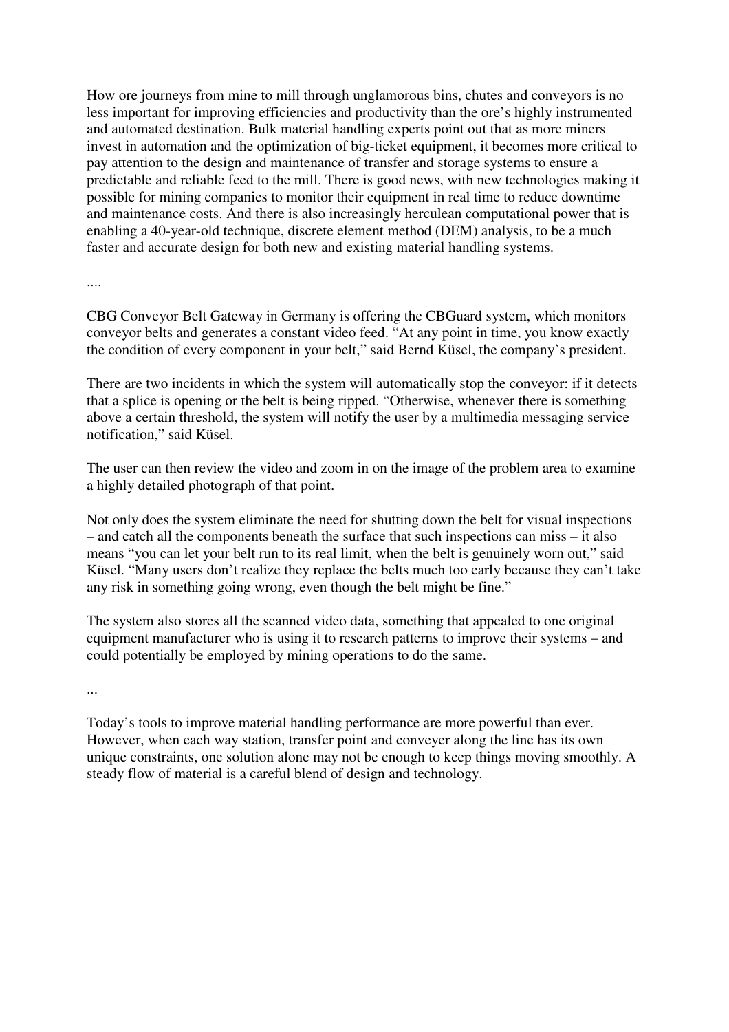How ore journeys from mine to mill through unglamorous bins, chutes and conveyors is no less important for improving efficiencies and productivity than the ore's highly instrumented and automated destination. Bulk material handling experts point out that as more miners invest in automation and the optimization of big-ticket equipment, it becomes more critical to pay attention to the design and maintenance of transfer and storage systems to ensure a predictable and reliable feed to the mill. There is good news, with new technologies making it possible for mining companies to monitor their equipment in real time to reduce downtime and maintenance costs. And there is also increasingly herculean computational power that is enabling a 40-year-old technique, discrete element method (DEM) analysis, to be a much faster and accurate design for both new and existing material handling systems.

....

CBG Conveyor Belt Gateway in Germany is offering the CBGuard system, which monitors conveyor belts and generates a constant video feed. "At any point in time, you know exactly the condition of every component in your belt," said Bernd Küsel, the company's president.

There are two incidents in which the system will automatically stop the conveyor: if it detects that a splice is opening or the belt is being ripped. "Otherwise, whenever there is something above a certain threshold, the system will notify the user by a multimedia messaging service notification," said Küsel.

The user can then review the video and zoom in on the image of the problem area to examine a highly detailed photograph of that point.

Not only does the system eliminate the need for shutting down the belt for visual inspections – and catch all the components beneath the surface that such inspections can miss – it also means "you can let your belt run to its real limit, when the belt is genuinely worn out," said Küsel. "Many users don't realize they replace the belts much too early because they can't take any risk in something going wrong, even though the belt might be fine."

The system also stores all the scanned video data, something that appealed to one original equipment manufacturer who is using it to research patterns to improve their systems – and could potentially be employed by mining operations to do the same.

...

Today's tools to improve material handling performance are more powerful than ever. However, when each way station, transfer point and conveyer along the line has its own unique constraints, one solution alone may not be enough to keep things moving smoothly. A steady flow of material is a careful blend of design and technology.